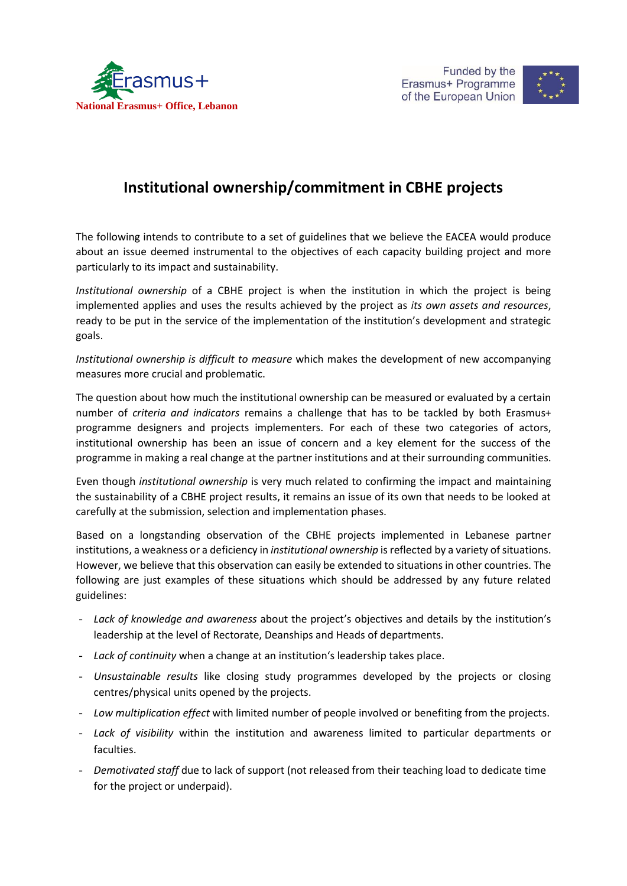Erasmus+
National Erasmus+ Office, Lebanon

Funded by the Erasmus+ Programme of the European Union

# Institutional ownership/commitment in CBHE projects

The following intends to contribute to a set of guidelines that we believe the EACEA would produce about an issue deemed instrumental to the objectives of each capacity building project and more particularly to its impact and sustainability.

*Institutional ownership* of a CBHE project is when the institution in which the project is being implemented applies and uses the results achieved by the project as *its own assets and resources*, ready to be put in the service of the implementation of the institution's development and strategic goals.

*Institutional ownership is difficult to measure* which makes the development of new accompanying measures more crucial and problematic.

The question about how much the institutional ownership can be measured or evaluated by a certain number of *criteria and indicators* remains a challenge that has to be tackled by both Erasmus+ programme designers and projects implementers. For each of these two categories of actors, institutional ownership has been an issue of concern and a key element for the success of the programme in making a real change at the partner institutions and at their surrounding communities.

Even though *institutional ownership* is very much related to confirming the impact and maintaining the sustainability of a CBHE project results, it remains an issue of its own that needs to be looked at carefully at the submission, selection and implementation phases.

Based on a longstanding observation of the CBHE projects implemented in Lebanese partner institutions, a weakness or a deficiency in *institutional ownership* is reflected by a variety of situations. However, we believe that this observation can easily be extended to situations in other countries. The following are just examples of these situations which should be addressed by any future related guidelines:

- *Lack of knowledge and awareness* about the project's objectives and details by the institution's leadership at the level of Rectorate, Deanships and Heads of departments.
- *Lack of continuity* when a change at an institution's leadership takes place.
- *Unsustainable results* like closing study programmes developed by the projects or closing centres/physical units opened by the projects.
- *Low multiplication effect* with limited number of people involved or benefiting from the projects.
- *Lack of visibility* within the institution and awareness limited to particular departments or faculties.
- *Demotivated staff* due to lack of support (not released from their teaching load to dedicate time for the project or underpaid).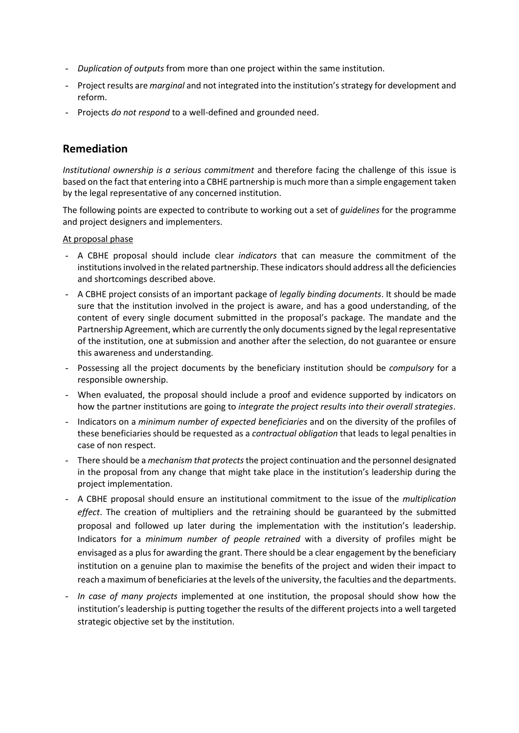- *Duplication of outputs* from more than one project within the same institution.
- Project results are *marginal* and not integrated into the institution's strategy for development and reform.
- Projects *do not respond* to a well-defined and grounded need.

## Remediation

*Institutional ownership is a serious commitment* and therefore facing the challenge of this issue is based on the fact that entering into a CBHE partnership is much more than a simple engagement taken by the legal representative of any concerned institution.

The following points are expected to contribute to working out a set of *guidelines* for the programme and project designers and implementers.

At proposal phase

- A CBHE proposal should include clear *indicators* that can measure the commitment of the institutions involved in the related partnership. These indicators should address all the deficiencies and shortcomings described above.
- A CBHE project consists of an important package of *legally binding documents*. It should be made sure that the institution involved in the project is aware, and has a good understanding, of the content of every single document submitted in the proposal's package. The mandate and the Partnership Agreement, which are currently the only documents signed by the legal representative of the institution, one at submission and another after the selection, do not guarantee or ensure this awareness and understanding.
- Possessing all the project documents by the beneficiary institution should be *compulsory* for a responsible ownership.
- When evaluated, the proposal should include a proof and evidence supported by indicators on how the partner institutions are going to *integrate the project results into their overall strategies*.
- Indicators on a *minimum number of expected beneficiaries* and on the diversity of the profiles of these beneficiaries should be requested as a *contractual obligation* that leads to legal penalties in case of non respect.
- There should be a *mechanism that protects* the project continuation and the personnel designated in the proposal from any change that might take place in the institution's leadership during the project implementation.
- A CBHE proposal should ensure an institutional commitment to the issue of the *multiplication effect*. The creation of multipliers and the retraining should be guaranteed by the submitted proposal and followed up later during the implementation with the institution's leadership. Indicators for a *minimum number of people retrained* with a diversity of profiles might be envisaged as a plus for awarding the grant. There should be a clear engagement by the beneficiary institution on a genuine plan to maximise the benefits of the project and widen their impact to reach a maximum of beneficiaries at the levels of the university, the faculties and the departments.
- *In case of many projects* implemented at one institution, the proposal should show how the institution's leadership is putting together the results of the different projects into a well targeted strategic objective set by the institution.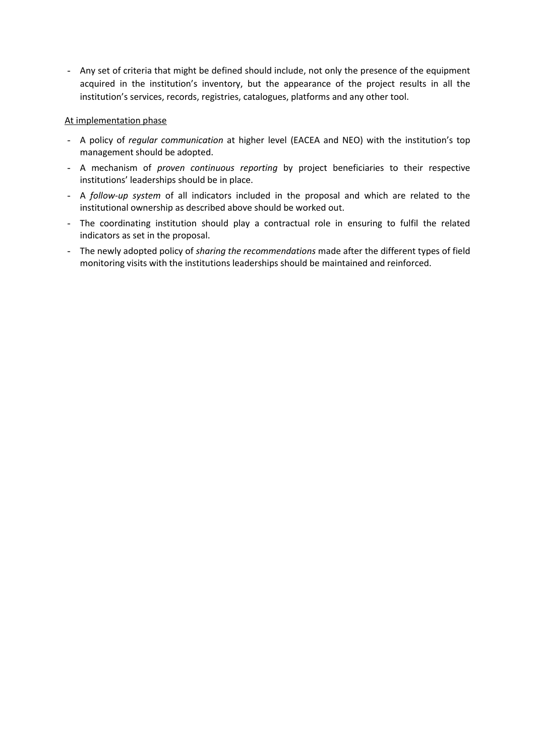- Any set of criteria that might be defined should include, not only the presence of the equipment acquired in the institution's inventory, but the appearance of the project results in all the institution's services, records, registries, catalogues, platforms and any other tool.

<u>At implementation phase</u>

- A policy of *regular communication* at higher level (EACEA and NEO) with the institution's top management should be adopted.
- A mechanism of *proven continuous reporting* by project beneficiaries to their respective institutions' leaderships should be in place.
- A *follow-up system* of all indicators included in the proposal and which are related to the institutional ownership as described above should be worked out.
- The coordinating institution should play a contractual role in ensuring to fulfil the related indicators as set in the proposal.
- The newly adopted policy of *sharing the recommendations* made after the different types of field monitoring visits with the institutions leaderships should be maintained and reinforced.